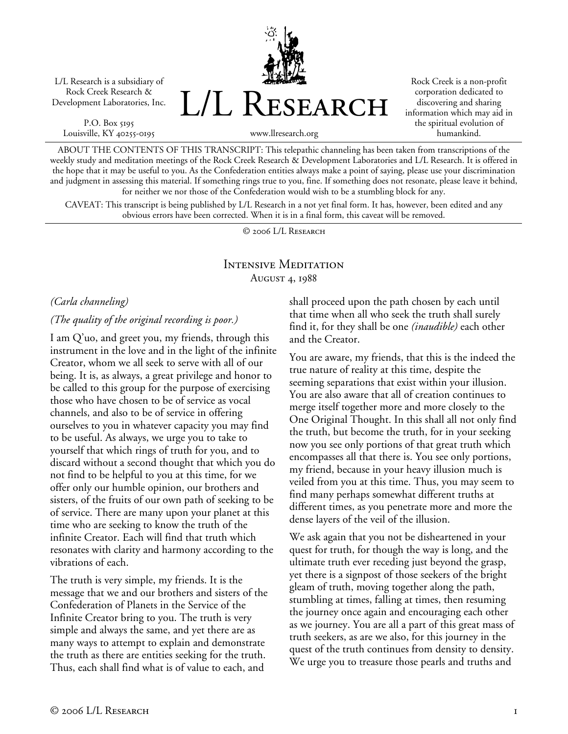L/L Research is a subsidiary of Rock Creek Research & Development Laboratories, Inc.

P.O. Box 5195
Louisville, KY 40255-0195

# L/L Research

www.llresearch.org

Rock Creek is a non-profit corporation dedicated to discovering and sharing information which may aid in the spiritual evolution of humankind.

ABOUT THE CONTENTS OF THIS TRANSCRIPT: This telepathic channeling has been taken from transcriptions of the weekly study and meditation meetings of the Rock Creek Research & Development Laboratories and L/L Research. It is offered in the hope that it may be useful to you. As the Confederation entities always make a point of saying, please use your discrimination and judgment in assessing this material. If something rings true to you, fine. If something does not resonate, please leave it behind, for neither we nor those of the Confederation would wish to be a stumbling block for any.

CAVEAT: This transcript is being published by L/L Research in a not yet final form. It has, however, been edited and any obvious errors have been corrected. When it is in a final form, this caveat will be removed.

© 2006 L/L Research

## Intensive Meditation
### August 4, 1988

*(Carla channeling)*

*(The quality of the original recording is poor.)*

I am Q'uo, and greet you, my friends, through this instrument in the love and in the light of the infinite Creator, whom we all seek to serve with all of our being. It is, as always, a great privilege and honor to be called to this group for the purpose of exercising those who have chosen to be of service as vocal channels, and also to be of service in offering ourselves to you in whatever capacity you may find to be useful. As always, we urge you to take to yourself that which rings of truth for you, and to discard without a second thought that which you do not find to be helpful to you at this time, for we offer only our humble opinion, our brothers and sisters, of the fruits of our own path of seeking to be of service. There are many upon your planet at this time who are seeking to know the truth of the infinite Creator. Each will find that truth which resonates with clarity and harmony according to the vibrations of each.

The truth is very simple, my friends. It is the message that we and our brothers and sisters of the Confederation of Planets in the Service of the Infinite Creator bring to you. The truth is very simple and always the same, and yet there are as many ways to attempt to explain and demonstrate the truth as there are entities seeking for the truth. Thus, each shall find what is of value to each, and shall proceed upon the path chosen by each until that time when all who seek the truth shall surely find it, for they shall be one *(inaudible)* each other and the Creator.

You are aware, my friends, that this is the indeed the true nature of reality at this time, despite the seeming separations that exist within your illusion. You are also aware that all of creation continues to merge itself together more and more closely to the One Original Thought. In this shall all not only find the truth, but become the truth, for in your seeking now you see only portions of that great truth which encompasses all that there is. You see only portions, my friend, because in your heavy illusion much is veiled from you at this time. Thus, you may seem to find many perhaps somewhat different truths at different times, as you penetrate more and more the dense layers of the veil of the illusion.

We ask again that you not be disheartened in your quest for truth, for though the way is long, and the ultimate truth ever receding just beyond the grasp, yet there is a signpost of those seekers of the bright gleam of truth, moving together along the path, stumbling at times, falling at times, then resuming the journey once again and encouraging each other as we journey. You are all a part of this great mass of truth seekers, as are we also, for this journey in the quest of the truth continues from density to density. We urge you to treasure those pearls and truths and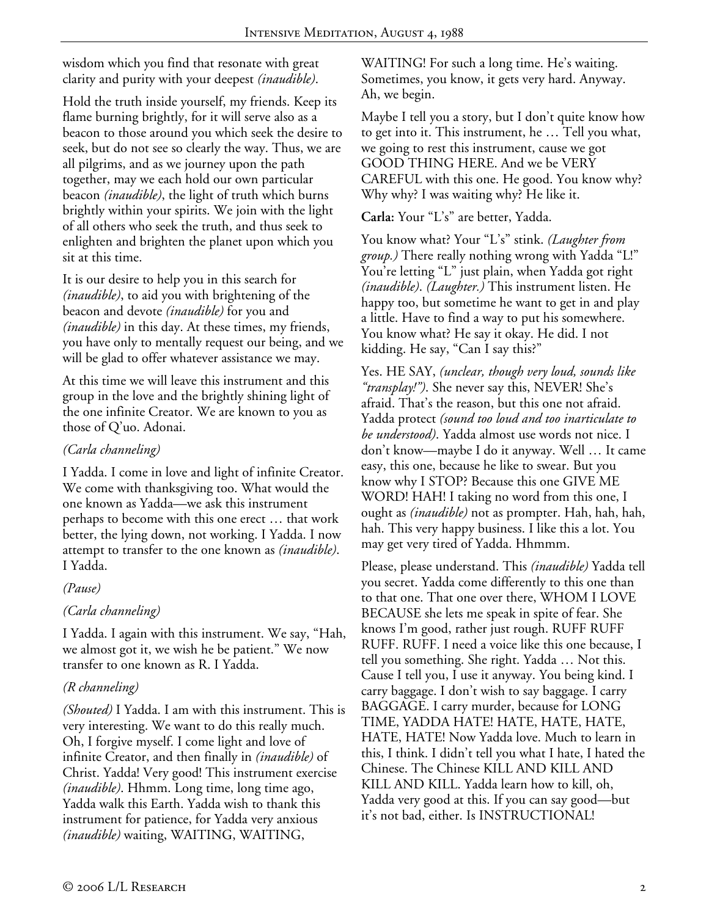wisdom which you find that resonate with great clarity and purity with your deepest *(inaudible)*.

Hold the truth inside yourself, my friends. Keep its flame burning brightly, for it will serve also as a beacon to those around you which seek the desire to seek, but do not see so clearly the way. Thus, we are all pilgrims, and as we journey upon the path together, may we each hold our own particular beacon *(inaudible)*, the light of truth which burns brightly within your spirits. We join with the light of all others who seek the truth, and thus seek to enlighten and brighten the planet upon which you sit at this time.

It is our desire to help you in this search for *(inaudible)*, to aid you with brightening of the beacon and devote *(inaudible)* for you and *(inaudible)* in this day. At these times, my friends, you have only to mentally request our being, and we will be glad to offer whatever assistance we may.

At this time we will leave this instrument and this group in the love and the brightly shining light of the one infinite Creator. We are known to you as those of Q'uo. Adonai.

*(Carla channeling)*

I Yadda. I come in love and light of infinite Creator. We come with thanksgiving too. What would the one known as Yadda—we ask this instrument perhaps to become with this one erect … that work better, the lying down, not working. I Yadda. I now attempt to transfer to the one known as *(inaudible)*. I Yadda.

*(Pause)*

*(Carla channeling)*

I Yadda. I again with this instrument. We say, "Hah, we almost got it, we wish he be patient." We now transfer to one known as R. I Yadda.

*(R channeling)*

*(Shouted)* I Yadda. I am with this instrument. This is very interesting. We want to do this really much. Oh, I forgive myself. I come light and love of infinite Creator, and then finally in *(inaudible)* of Christ. Yadda! Very good! This instrument exercise *(inaudible)*. Hhmm. Long time, long time ago, Yadda walk this Earth. Yadda wish to thank this instrument for patience, for Yadda very anxious *(inaudible)* waiting, WAITING, WAITING, WAITING! For such a long time. He's waiting. Sometimes, you know, it gets very hard. Anyway. Ah, we begin.

Maybe I tell you a story, but I don't quite know how to get into it. This instrument, he … Tell you what, we going to rest this instrument, cause we got GOOD THING HERE. And we be VERY CAREFUL with this one. He good. You know why? Why why? I was waiting why? He like it.

**Carla:** Your "L's" are better, Yadda.

You know what? Your "L's" stink. *(Laughter from group.)* There really nothing wrong with Yadda "L!" You're letting "L" just plain, when Yadda got right *(inaudible)*. *(Laughter.)* This instrument listen. He happy too, but sometime he want to get in and play a little. Have to find a way to put his somewhere. You know what? He say it okay. He did. I not kidding. He say, "Can I say this?"

Yes. HE SAY, *(unclear, though very loud, sounds like "transplay!")*. She never say this, NEVER! She's afraid. That's the reason, but this one not afraid. Yadda protect *(sound too loud and too inarticulate to be understood)*. Yadda almost use words not nice. I don't know—maybe I do it anyway. Well … It came easy, this one, because he like to swear. But you know why I STOP? Because this one GIVE ME WORD! HAH! I taking no word from this one, I ought as *(inaudible)* not as prompter. Hah, hah, hah, hah. This very happy business. I like this a lot. You may get very tired of Yadda. Hhmmm.

Please, please understand. This *(inaudible)* Yadda tell you secret. Yadda come differently to this one than to that one. That one over there, WHOM I LOVE BECAUSE she lets me speak in spite of fear. She knows I'm good, rather just rough. RUFF RUFF RUFF. RUFF. I need a voice like this one because, I tell you something. She right. Yadda … Not this. Cause I tell you, I use it anyway. You being kind. I carry baggage. I don't wish to say baggage. I carry BAGGAGE. I carry murder, because for LONG TIME, YADDA HATE! HATE, HATE, HATE, HATE, HATE! Now Yadda love. Much to learn in this, I think. I didn't tell you what I hate, I hated the Chinese. The Chinese KILL AND KILL AND KILL AND KILL. Yadda learn how to kill, oh, Yadda very good at this. If you can say good—but it's not bad, either. Is INSTRUCTIONAL!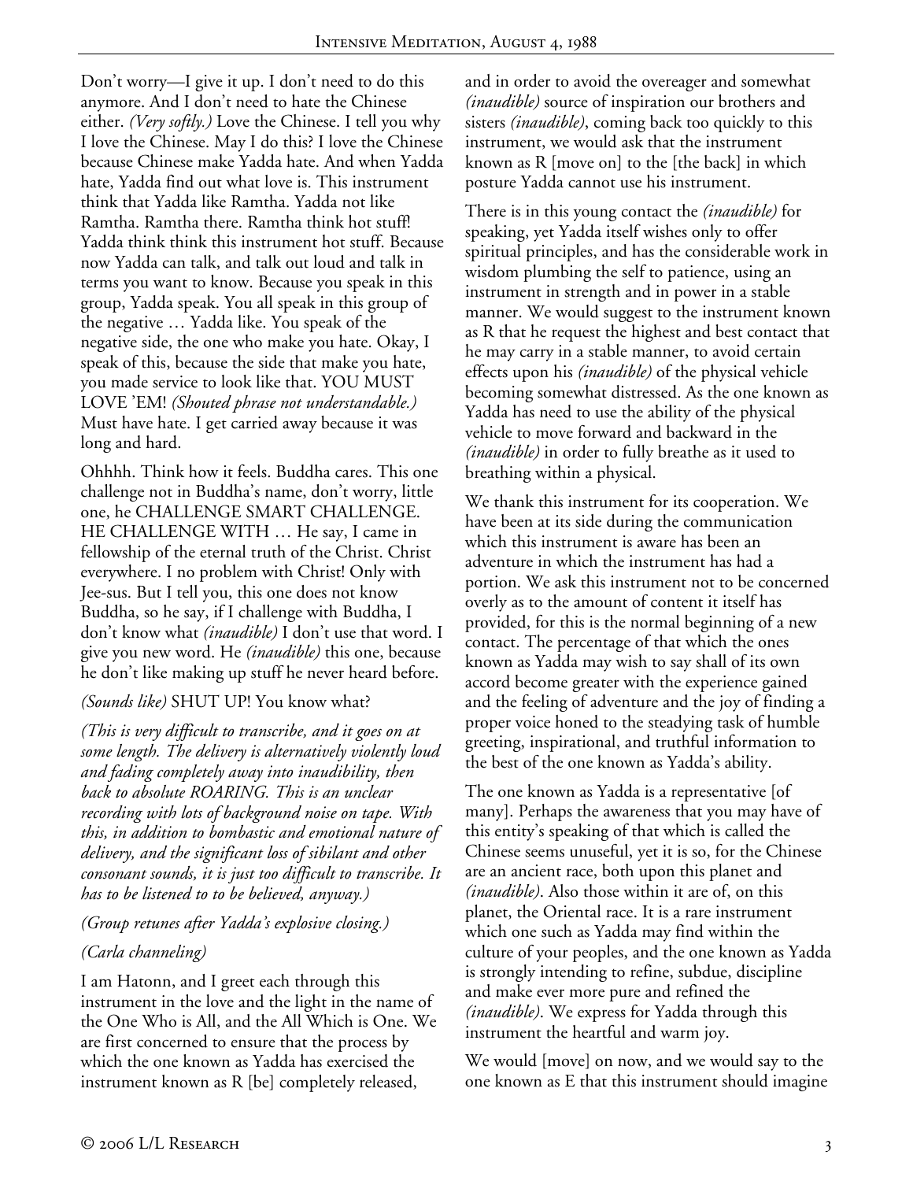Don't worry—I give it up. I don't need to do this anymore. And I don't need to hate the Chinese either. *(Very softly.)* Love the Chinese. I tell you why I love the Chinese. May I do this? I love the Chinese because Chinese make Yadda hate. And when Yadda hate, Yadda find out what love is. This instrument think that Yadda like Ramtha. Yadda not like Ramtha. Ramtha there. Ramtha think hot stuff! Yadda think think this instrument hot stuff. Because now Yadda can talk, and talk out loud and talk in terms you want to know. Because you speak in this group, Yadda speak. You all speak in this group of the negative … Yadda like. You speak of the negative side, the one who make you hate. Okay, I speak of this, because the side that make you hate, you made service to look like that. YOU MUST LOVE 'EM! *(Shouted phrase not understandable.)* Must have hate. I get carried away because it was long and hard.

Ohhhh. Think how it feels. Buddha cares. This one challenge not in Buddha's name, don't worry, little one, he CHALLENGE SMART CHALLENGE. HE CHALLENGE WITH … He say, I came in fellowship of the eternal truth of the Christ. Christ everywhere. I no problem with Christ! Only with Jee-sus. But I tell you, this one does not know Buddha, so he say, if I challenge with Buddha, I don't know what *(inaudible)* I don't use that word. I give you new word. He *(inaudible)* this one, because he don't like making up stuff he never heard before.

*(Sounds like)* SHUT UP! You know what?

*(This is very difficult to transcribe, and it goes on at some length. The delivery is alternatively violently loud and fading completely away into inaudibility, then back to absolute ROARING. This is an unclear recording with lots of background noise on tape. With this, in addition to bombastic and emotional nature of delivery, and the significant loss of sibilant and other consonant sounds, it is just too difficult to transcribe. It has to be listened to to be believed, anyway.)*

*(Group retunes after Yadda's explosive closing.)*

*(Carla channeling)*

I am Hatonn, and I greet each through this instrument in the love and the light in the name of the One Who is All, and the All Which is One. We are first concerned to ensure that the process by which the one known as Yadda has exercised the instrument known as R [be] completely released, and in order to avoid the overeager and somewhat *(inaudible)* source of inspiration our brothers and sisters *(inaudible)*, coming back too quickly to this instrument, we would ask that the instrument known as R [move on] to the [the back] in which posture Yadda cannot use his instrument.

There is in this young contact the *(inaudible)* for speaking, yet Yadda itself wishes only to offer spiritual principles, and has the considerable work in wisdom plumbing the self to patience, using an instrument in strength and in power in a stable manner. We would suggest to the instrument known as R that he request the highest and best contact that he may carry in a stable manner, to avoid certain effects upon his *(inaudible)* of the physical vehicle becoming somewhat distressed. As the one known as Yadda has need to use the ability of the physical vehicle to move forward and backward in the *(inaudible)* in order to fully breathe as it used to breathing within a physical.

We thank this instrument for its cooperation. We have been at its side during the communication which this instrument is aware has been an adventure in which the instrument has had a portion. We ask this instrument not to be concerned overly as to the amount of content it itself has provided, for this is the normal beginning of a new contact. The percentage of that which the ones known as Yadda may wish to say shall of its own accord become greater with the experience gained and the feeling of adventure and the joy of finding a proper voice honed to the steadying task of humble greeting, inspirational, and truthful information to the best of the one known as Yadda's ability.

The one known as Yadda is a representative [of many]. Perhaps the awareness that you may have of this entity's speaking of that which is called the Chinese seems unuseful, yet it is so, for the Chinese are an ancient race, both upon this planet and *(inaudible)*. Also those within it are of, on this planet, the Oriental race. It is a rare instrument which one such as Yadda may find within the culture of your peoples, and the one known as Yadda is strongly intending to refine, subdue, discipline and make ever more pure and refined the *(inaudible)*. We express for Yadda through this instrument the heartful and warm joy.

We would [move] on now, and we would say to the one known as E that this instrument should imagine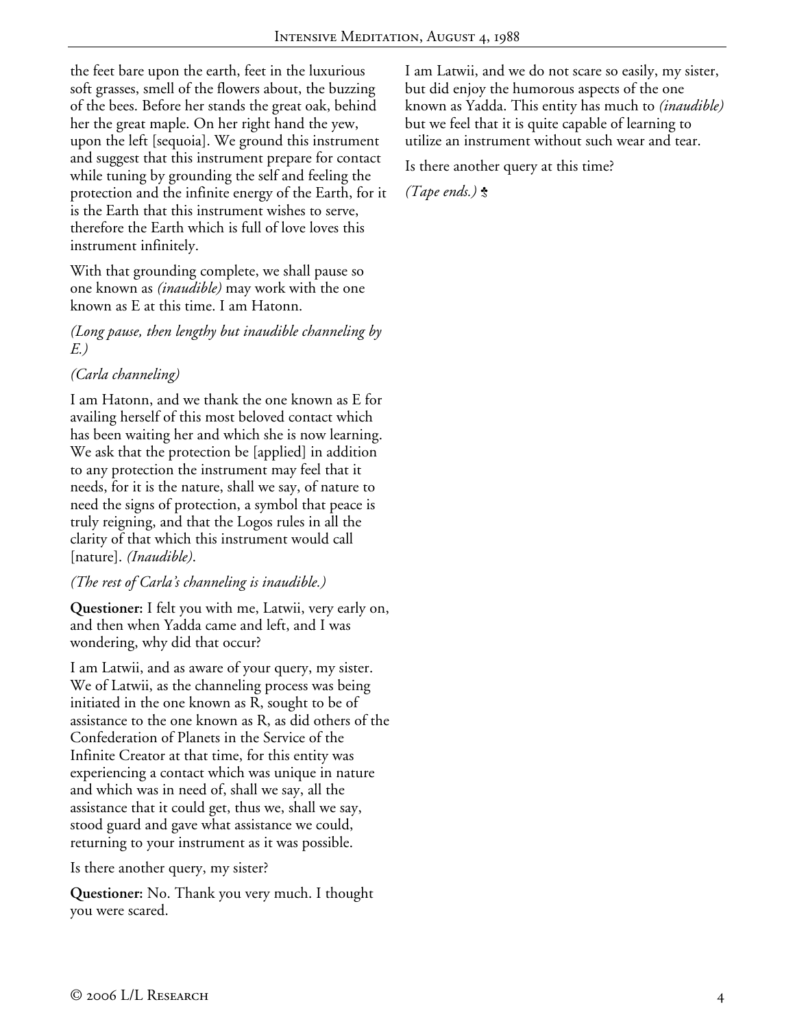the feet bare upon the earth, feet in the luxurious soft grasses, smell of the flowers about, the buzzing of the bees. Before her stands the great oak, behind her the great maple. On her right hand the yew, upon the left [sequoia]. We ground this instrument and suggest that this instrument prepare for contact while tuning by grounding the self and feeling the protection and the infinite energy of the Earth, for it is the Earth that this instrument wishes to serve, therefore the Earth which is full of love loves this instrument infinitely.

With that grounding complete, we shall pause so one known as *(inaudible)* may work with the one known as E at this time. I am Hatonn.

*(Long pause, then lengthy but inaudible channeling by E.)*

*(Carla channeling)*

I am Hatonn, and we thank the one known as E for availing herself of this most beloved contact which has been waiting her and which she is now learning. We ask that the protection be [applied] in addition to any protection the instrument may feel that it needs, for it is the nature, shall we say, of nature to need the signs of protection, a symbol that peace is truly reigning, and that the Logos rules in all the clarity of that which this instrument would call [nature]. *(Inaudible)*.

*(The rest of Carla's channeling is inaudible.)*

**Questioner:** I felt you with me, Latwii, very early on, and then when Yadda came and left, and I was wondering, why did that occur?

I am Latwii, and as aware of your query, my sister. We of Latwii, as the channeling process was being initiated in the one known as R, sought to be of assistance to the one known as R, as did others of the Confederation of Planets in the Service of the Infinite Creator at that time, for this entity was experiencing a contact which was unique in nature and which was in need of, shall we say, all the assistance that it could get, thus we, shall we say, stood guard and gave what assistance we could, returning to your instrument as it was possible.

Is there another query, my sister?

**Questioner:** No. Thank you very much. I thought you were scared.

I am Latwii, and we do not scare so easily, my sister, but did enjoy the humorous aspects of the one known as Yadda. This entity has much to *(inaudible)* but we feel that it is quite capable of learning to utilize an instrument without such wear and tear.

Is there another query at this time?

*(Tape ends.)*